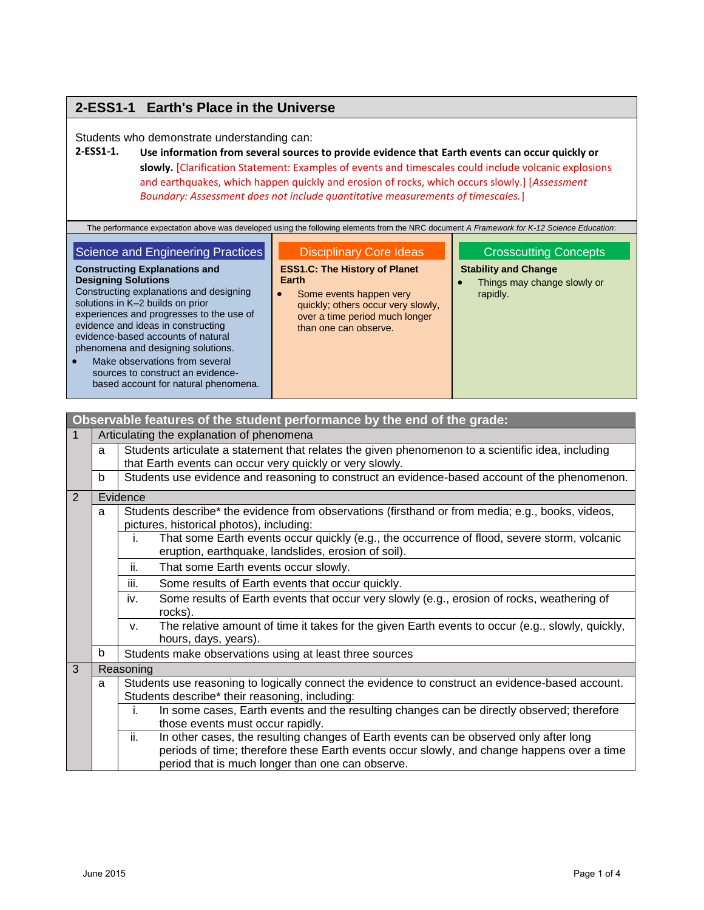## 2-ESS1-1 Earth's Place in the Universe

Students who demonstrate understanding can:

**2-ESS1-1.** **Use information from several sources to provide evidence that Earth events can occur quickly or slowly.** [Clarification Statement: Examples of events and timescales could include volcanic explosions and earthquakes, which happen quickly and erosion of rocks, which occurs slowly.] [*Assessment Boundary: Assessment does not include quantitative measurements of timescales.*]

The performance expectation above was developed using the following elements from the NRC document *A Framework for K-12 Science Education*:

| Science and Engineering Practices | Disciplinary Core Ideas | Crosscutting Concepts |
|---|---|---|
| **Constructing Explanations and Designing Solutions**<br>Constructing explanations and designing solutions in K–2 builds on prior experiences and progresses to the use of evidence and ideas in constructing evidence-based accounts of natural phenomena and designing solutions.<br>• Make observations from several sources to construct an evidence-based account for natural phenomena. | **ESS1.C: The History of Planet Earth**<br>• Some events happen very quickly; others occur very slowly, over a time period much longer than one can observe. | **Stability and Change**<br>• Things may change slowly or rapidly. |

| Observable features of the student performance by the end of the grade: | | | |
|---|---|---|---|
| 1 | Articulating the explanation of phenomena | | |
| | a | Students articulate a statement that relates the given phenomenon to a scientific idea, including that Earth events can occur very quickly or very slowly. | |
| | b | Students use evidence and reasoning to construct an evidence-based account of the phenomenon. | |
| 2 | Evidence | | |
| | a | Students describe* the evidence from observations (firsthand or from media; e.g., books, videos, pictures, historical photos), including: | |
| | | i. | That some Earth events occur quickly (e.g., the occurrence of flood, severe storm, volcanic eruption, earthquake, landslides, erosion of soil). |
| | | ii. | That some Earth events occur slowly. |
| | | iii. | Some results of Earth events that occur quickly. |
| | | iv. | Some results of Earth events that occur very slowly (e.g., erosion of rocks, weathering of rocks). |
| | | v. | The relative amount of time it takes for the given Earth events to occur (e.g., slowly, quickly, hours, days, years). |
| | b | Students make observations using at least three sources | |
| 3 | Reasoning | | |
| | a | Students use reasoning to logically connect the evidence to construct an evidence-based account. Students describe* their reasoning, including: | |
| | | i. | In some cases, Earth events and the resulting changes can be directly observed; therefore those events must occur rapidly. |
| | | ii. | In other cases, the resulting changes of Earth events can be observed only after long periods of time; therefore these Earth events occur slowly, and change happens over a time period that is much longer than one can observe. |

June 2015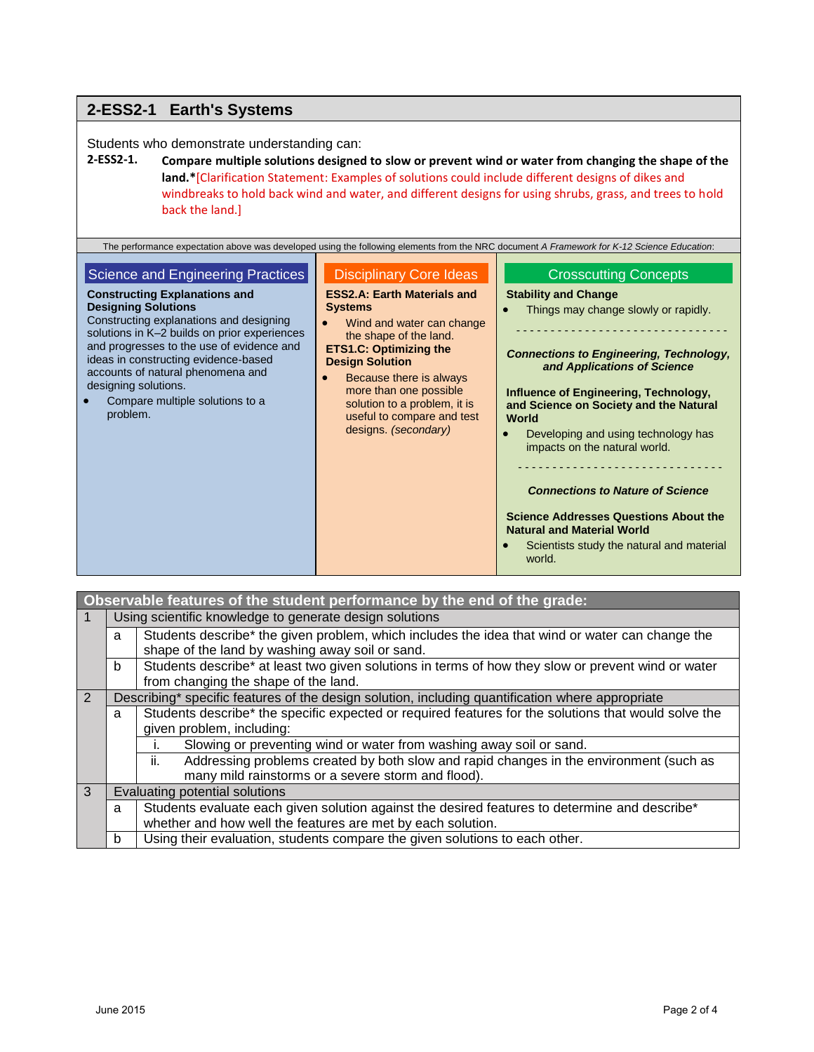## 2-ESS2-1 Earth's Systems

Students who demonstrate understanding can:

**2-ESS2-1.** **Compare multiple solutions designed to slow or prevent wind or water from changing the shape of the land.***[Clarification Statement: Examples of solutions could include different designs of dikes and windbreaks to hold back wind and water, and different designs for using shrubs, grass, and trees to hold back the land.]

The performance expectation above was developed using the following elements from the NRC document *A Framework for K-12 Science Education*:

### Science and Engineering Practices

**Constructing Explanations and Designing Solutions**

Constructing explanations and designing solutions in K–2 builds on prior experiences and progresses to the use of evidence and ideas in constructing evidence-based accounts of natural phenomena and designing solutions.

- Compare multiple solutions to a problem.

### Disciplinary Core Ideas

**ESS2.A: Earth Materials and Systems**

- Wind and water can change the shape of the land.

**ETS1.C: Optimizing the Design Solution**

- Because there is always more than one possible solution to a problem, it is useful to compare and test designs. *(secondary)*

### Crosscutting Concepts

**Stability and Change**

- Things may change slowly or rapidly.

- - - - - - - - - - - - - - - - - - - - - - - -

***Connections to Engineering, Technology, and Applications of Science***

**Influence of Engineering, Technology, and Science on Society and the Natural World**

- Developing and using technology has impacts on the natural world.

- - - - - - - - - - - - - - - - - - - - - - - -

***Connections to Nature of Science***

**Science Addresses Questions About the Natural and Material World**

- Scientists study the natural and material world.

| Observable features of the student performance by the end of the grade: | | | |
|---|---|---|---|
| 1 | Using scientific knowledge to generate design solutions | | |
| | a | Students describe* the given problem, which includes the idea that wind or water can change the shape of the land by washing away soil or sand. | |
| | b | Students describe* at least two given solutions in terms of how they slow or prevent wind or water from changing the shape of the land. | |
| 2 | Describing* specific features of the design solution, including quantification where appropriate | | |
| | a | Students describe* the specific expected or required features for the solutions that would solve the given problem, including: | |
| | | i. | Slowing or preventing wind or water from washing away soil or sand. |
| | | ii. | Addressing problems created by both slow and rapid changes in the environment (such as many mild rainstorms or a severe storm and flood). |
| 3 | Evaluating potential solutions | | |
| | a | Students evaluate each given solution against the desired features to determine and describe* whether and how well the features are met by each solution. | |
| | b | Using their evaluation, students compare the given solutions to each other. | |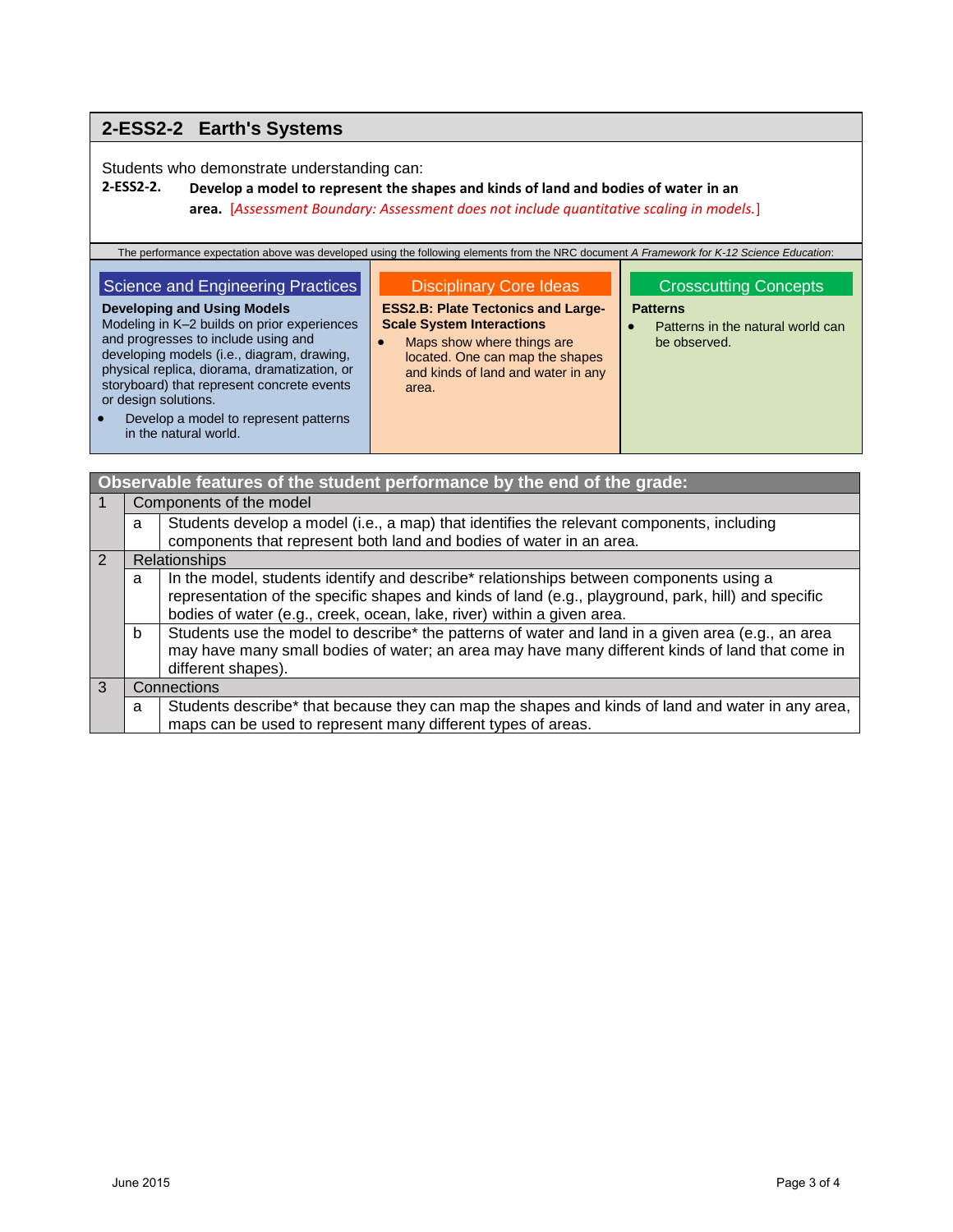## 2-ESS2-2 Earth's Systems

Students who demonstrate understanding can:

**2-ESS2-2. Develop a model to represent the shapes and kinds of land and bodies of water in an area.** [*Assessment Boundary: Assessment does not include quantitative scaling in models.*]

The performance expectation above was developed using the following elements from the NRC document *A Framework for K-12 Science Education*:

| Science and Engineering Practices | Disciplinary Core Ideas | Crosscutting Concepts |
|---|---|---|
| **Developing and Using Models** Modeling in K–2 builds on prior experiences and progresses to include using and developing models (i.e., diagram, drawing, physical replica, diorama, dramatization, or storyboard) that represent concrete events or design solutions. • Develop a model to represent patterns in the natural world. | **ESS2.B: Plate Tectonics and Large-Scale System Interactions** • Maps show where things are located. One can map the shapes and kinds of land and water in any area. | **Patterns** • Patterns in the natural world can be observed. |

| Observable features of the student performance by the end of the grade: | | |
|---|---|---|
| 1 | Components of the model | |
| | a | Students develop a model (i.e., a map) that identifies the relevant components, including components that represent both land and bodies of water in an area. |
| 2 | Relationships | |
| | a | In the model, students identify and describe* relationships between components using a representation of the specific shapes and kinds of land (e.g., playground, park, hill) and specific bodies of water (e.g., creek, ocean, lake, river) within a given area. |
| | b | Students use the model to describe* the patterns of water and land in a given area (e.g., an area may have many small bodies of water; an area may have many different kinds of land that come in different shapes). |
| 3 | Connections | |
| | a | Students describe* that because they can map the shapes and kinds of land and water in any area, maps can be used to represent many different types of areas. |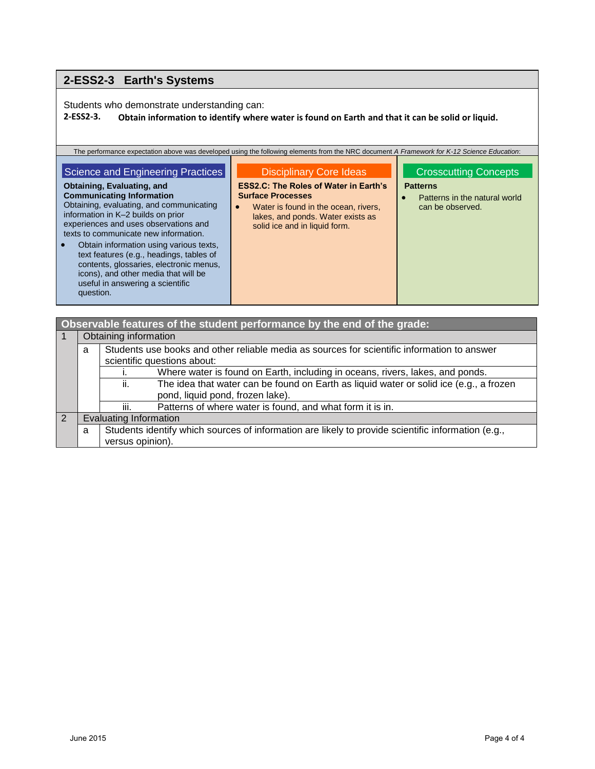## 2-ESS2-3 Earth's Systems

Students who demonstrate understanding can:

**2-ESS2-3.** **Obtain information to identify where water is found on Earth and that it can be solid or liquid.**

The performance expectation above was developed using the following elements from the NRC document *A Framework for K-12 Science Education*:

| Science and Engineering Practices | Disciplinary Core Ideas | Crosscutting Concepts |
|---|---|---|
| **Obtaining, Evaluating, and Communicating Information**<br>Obtaining, evaluating, and communicating information in K–2 builds on prior experiences and uses observations and texts to communicate new information.<br>• Obtain information using various texts, text features (e.g., headings, tables of contents, glossaries, electronic menus, icons), and other media that will be useful in answering a scientific question. | **ESS2.C: The Roles of Water in Earth's Surface Processes**<br>• Water is found in the ocean, rivers, lakes, and ponds. Water exists as solid ice and in liquid form. | **Patterns**<br>• Patterns in the natural world can be observed. |

| Observable features of the student performance by the end of the grade: | | | |
|---|---|---|---|
| 1 | Obtaining information | | |
| | a | Students use books and other reliable media as sources for scientific information to answer scientific questions about: | |
| | | i. | Where water is found on Earth, including in oceans, rivers, lakes, and ponds. |
| | | ii. | The idea that water can be found on Earth as liquid water or solid ice (e.g., a frozen pond, liquid pond, frozen lake). |
| | | iii. | Patterns of where water is found, and what form it is in. |
| 2 | Evaluating Information | | |
| | a | Students identify which sources of information are likely to provide scientific information (e.g., versus opinion). | |